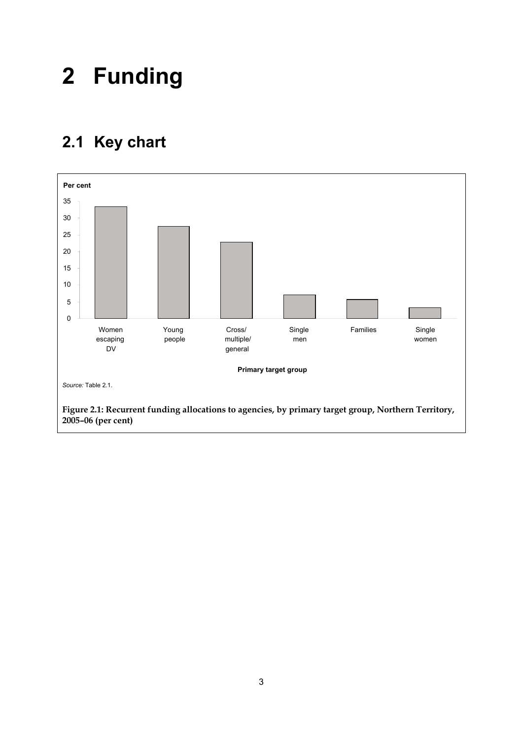# 2 Funding

## 2.1 Key chart

*Source:* Table 2.1.

**Figure 2.1: Recurrent funding allocations to agencies, by primary target group, Northern Territory, 2005–06 (per cent)**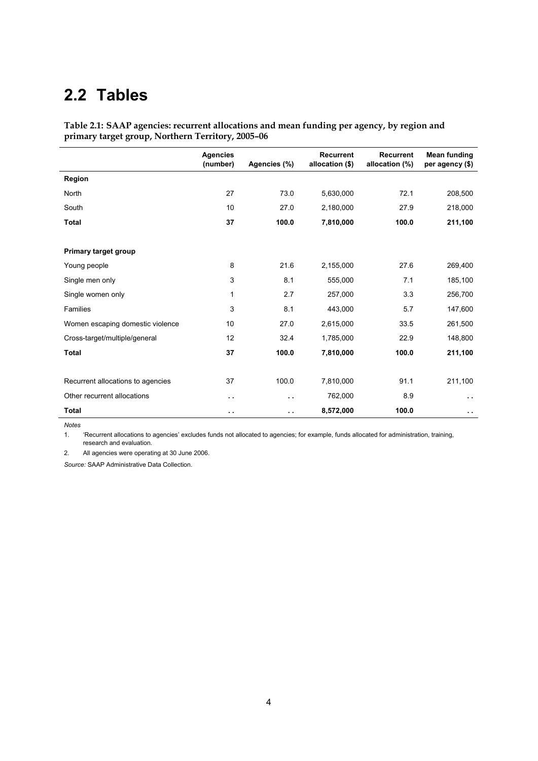## 2.2 Tables

**Table 2.1: SAAP agencies: recurrent allocations and mean funding per agency, by region and primary target group, Northern Territory, 2005–06**

| | Agencies (number) | Agencies (%) | Recurrent allocation ($) | Recurrent allocation (%) | Mean funding per agency ($) |
|---|---|---|---|---|---|
| **Region** | | | | | |
| North | 27 | 73.0 | 5,630,000 | 72.1 | 208,500 |
| South | 10 | 27.0 | 2,180,000 | 27.9 | 218,000 |
| **Total** | **37** | **100.0** | **7,810,000** | **100.0** | **211,100** |
| | | | | | |
| **Primary target group** | | | | | |
| Young people | 8 | 21.6 | 2,155,000 | 27.6 | 269,400 |
| Single men only | 3 | 8.1 | 555,000 | 7.1 | 185,100 |
| Single women only | 1 | 2.7 | 257,000 | 3.3 | 256,700 |
| Families | 3 | 8.1 | 443,000 | 5.7 | 147,600 |
| Women escaping domestic violence | 10 | 27.0 | 2,615,000 | 33.5 | 261,500 |
| Cross-target/multiple/general | 12 | 32.4 | 1,785,000 | 22.9 | 148,800 |
| **Total** | **37** | **100.0** | **7,810,000** | **100.0** | **211,100** |
| | | | | | |
| Recurrent allocations to agencies | 37 | 100.0 | 7,810,000 | 91.1 | 211,100 |
| Other recurrent allocations | . . | . . | 762,000 | 8.9 | . . |
| **Total** | **. .** | **. .** | **8,572,000** | **100.0** | **. .** |

*Notes*

1. 'Recurrent allocations to agencies' excludes funds not allocated to agencies; for example, funds allocated for administration, training, research and evaluation.
2. All agencies were operating at 30 June 2006.

*Source:* SAAP Administrative Data Collection.